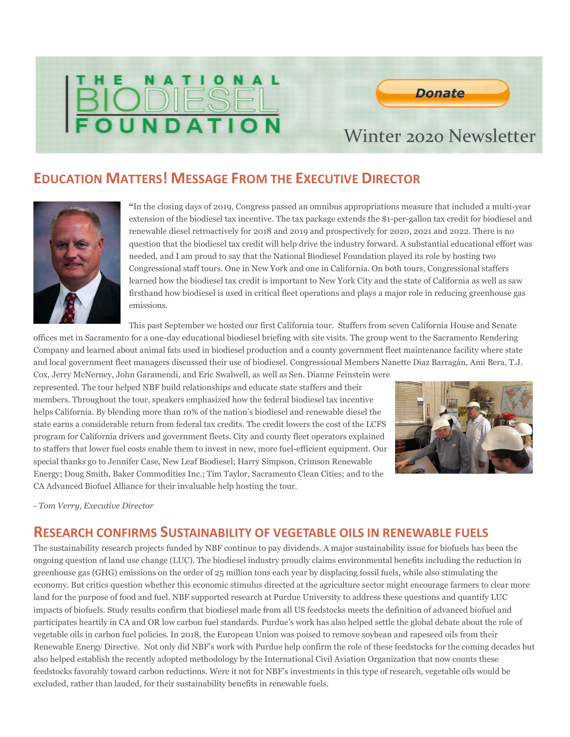# THE NATIONAL BIODIESEL FOUNDATION

Donate

Winter 2020 Newsletter

## Education Matters! Message From the Executive Director

"In the closing days of 2019, Congress passed an omnibus appropriations measure that included a multi-year extension of the biodiesel tax incentive. The tax package extends the $1-per-gallon tax credit for biodiesel and renewable diesel retroactively for 2018 and 2019 and prospectively for 2020, 2021 and 2022. There is no question that the biodiesel tax credit will help drive the industry forward. A substantial educational effort was needed, and I am proud to say that the National Biodiesel Foundation played its role by hosting two Congressional staff tours. One in New York and one in California. On both tours, Congressional staffers learned how the biodiesel tax credit is important to New York City and the state of California as well as saw firsthand how biodiesel is used in critical fleet operations and plays a major role in reducing greenhouse gas emissions.

This past September we hosted our first California tour. Staffers from seven California House and Senate offices met in Sacramento for a one-day educational biodiesel briefing with site visits. The group went to the Sacramento Rendering Company and learned about animal fats used in biodiesel production and a county government fleet maintenance facility where state and local government fleet managers discussed their use of biodiesel. Congressional Members Nanette Diaz Barragán, Ami Bera, T.J. Cox, Jerry McNerney, John Garamendi, and Eric Swalwell, as well as Sen. Dianne Feinstein were represented. The tour helped NBF build relationships and educate state staffers and their members. Throughout the tour, speakers emphasized how the federal biodiesel tax incentive helps California. By blending more than 10% of the nation's biodiesel and renewable diesel the state earns a considerable return from federal tax credits. The credit lowers the cost of the LCFS program for California drivers and government fleets. City and county fleet operators explained to staffers that lower fuel costs enable them to invest in new, more fuel-efficient equipment. Our special thanks go to Jennifer Case, New Leaf Biodiesel; Harry Simpson, Crimson Renewable Energy; Doug Smith, Baker Commodities Inc.; Tim Taylor, Sacramento Clean Cities; and to the CA Advanced Biofuel Alliance for their invaluable help hosting the tour.

*- Tom Verry, Executive Director*

## Research confirms Sustainability of vegetable oils in renewable fuels

The sustainability research projects funded by NBF continue to pay dividends. A major sustainability issue for biofuels has been the ongoing question of land use change (LUC). The biodiesel industry proudly claims environmental benefits including the reduction in greenhouse gas (GHG) emissions on the order of 25 million tons each year by displacing fossil fuels, while also stimulating the economy. But critics question whether this economic stimulus directed at the agriculture sector might encourage farmers to clear more land for the purpose of food and fuel. NBF supported research at Purdue University to address these questions and quantify LUC impacts of biofuels. Study results confirm that biodiesel made from all US feedstocks meets the definition of advanced biofuel and participates heartily in CA and OR low carbon fuel standards. Purdue's work has also helped settle the global debate about the role of vegetable oils in carbon fuel policies. In 2018, the European Union was poised to remove soybean and rapeseed oils from their Renewable Energy Directive. Not only did NBF's work with Purdue help confirm the role of these feedstocks for the coming decades but also helped establish the recently adopted methodology by the International Civil Aviation Organization that now counts these feedstocks favorably toward carbon reductions. Were it not for NBF's investments in this type of research, vegetable oils would be excluded, rather than lauded, for their sustainability benefits in renewable fuels.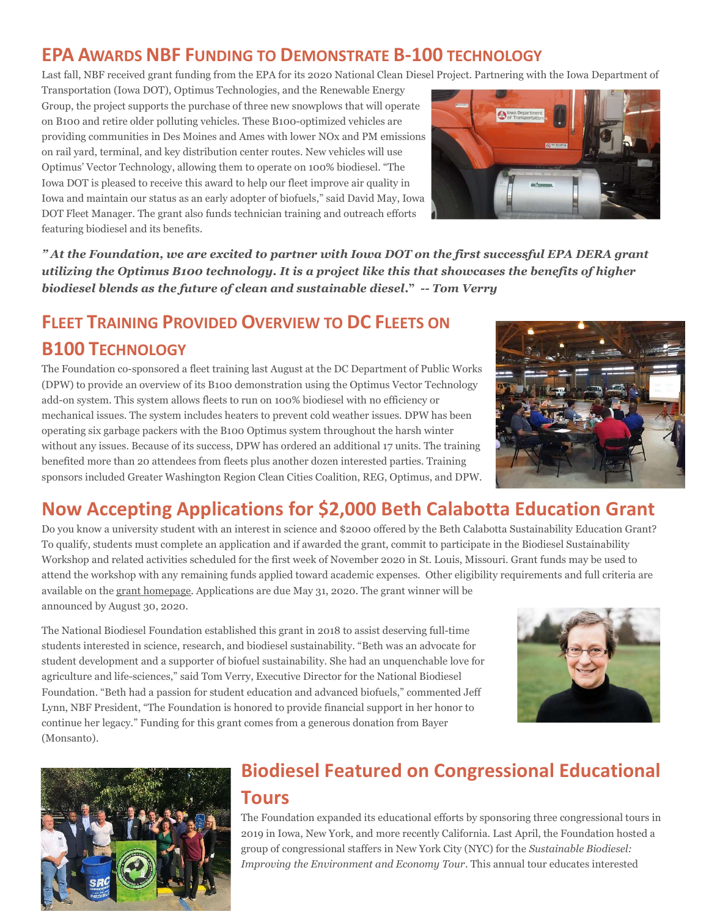## EPA Awards NBF Funding to Demonstrate B-100 Technology

Last fall, NBF received grant funding from the EPA for its 2020 National Clean Diesel Project. Partnering with the Iowa Department of Transportation (Iowa DOT), Optimus Technologies, and the Renewable Energy Group, the project supports the purchase of three new snowplows that will operate on B100 and retire older polluting vehicles. These B100-optimized vehicles are providing communities in Des Moines and Ames with lower NOx and PM emissions on rail yard, terminal, and key distribution center routes. New vehicles will use Optimus' Vector Technology, allowing them to operate on 100% biodiesel. "The Iowa DOT is pleased to receive this award to help our fleet improve air quality in Iowa and maintain our status as an early adopter of biofuels," said David May, Iowa DOT Fleet Manager. The grant also funds technician training and outreach efforts featuring biodiesel and its benefits.

***" At the Foundation, we are excited to partner with Iowa DOT on the first successful EPA DERA grant utilizing the Optimus B100 technology. It is a project like this that showcases the benefits of higher biodiesel blends as the future of clean and sustainable diesel." -- Tom Verry***

## Fleet Training Provided Overview to DC Fleets on B100 Technology

The Foundation co-sponsored a fleet training last August at the DC Department of Public Works (DPW) to provide an overview of its B100 demonstration using the Optimus Vector Technology add-on system. This system allows fleets to run on 100% biodiesel with no efficiency or mechanical issues. The system includes heaters to prevent cold weather issues. DPW has been operating six garbage packers with the B100 Optimus system throughout the harsh winter without any issues. Because of its success, DPW has ordered an additional 17 units. The training benefited more than 20 attendees from fleets plus another dozen interested parties. Training sponsors included Greater Washington Region Clean Cities Coalition, REG, Optimus, and DPW.

## Now Accepting Applications for $2,000 Beth Calabotta Education Grant

Do you know a university student with an interest in science and $2000 offered by the Beth Calabotta Sustainability Education Grant? To qualify, students must complete an application and if awarded the grant, commit to participate in the Biodiesel Sustainability Workshop and related activities scheduled for the first week of November 2020 in St. Louis, Missouri. Grant funds may be used to attend the workshop with any remaining funds applied toward academic expenses. Other eligibility requirements and full criteria are available on the grant homepage. Applications are due May 31, 2020. The grant winner will be announced by August 30, 2020.

The National Biodiesel Foundation established this grant in 2018 to assist deserving full-time students interested in science, research, and biodiesel sustainability. "Beth was an advocate for student development and a supporter of biofuel sustainability. She had an unquenchable love for agriculture and life-sciences," said Tom Verry, Executive Director for the National Biodiesel Foundation. "Beth had a passion for student education and advanced biofuels," commented Jeff Lynn, NBF President, "The Foundation is honored to provide financial support in her honor to continue her legacy." Funding for this grant comes from a generous donation from Bayer (Monsanto).

## Biodiesel Featured on Congressional Educational Tours

The Foundation expanded its educational efforts by sponsoring three congressional tours in 2019 in Iowa, New York, and more recently California. Last April, the Foundation hosted a group of congressional staffers in New York City (NYC) for the *Sustainable Biodiesel: Improving the Environment and Economy Tour*. This annual tour educates interested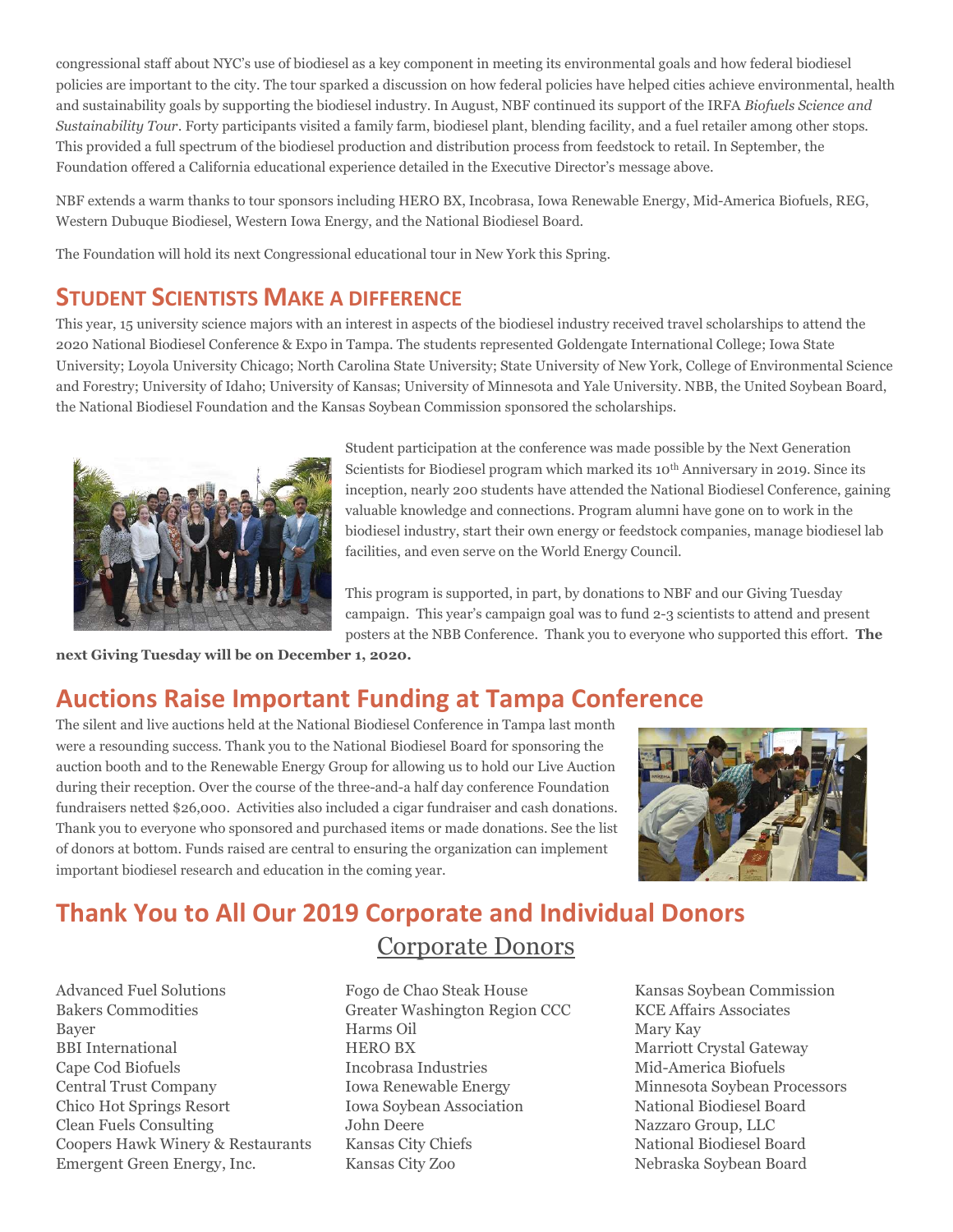congressional staff about NYC's use of biodiesel as a key component in meeting its environmental goals and how federal biodiesel policies are important to the city. The tour sparked a discussion on how federal policies have helped cities achieve environmental, health and sustainability goals by supporting the biodiesel industry. In August, NBF continued its support of the IRFA *Biofuels Science and Sustainability Tour*. Forty participants visited a family farm, biodiesel plant, blending facility, and a fuel retailer among other stops. This provided a full spectrum of the biodiesel production and distribution process from feedstock to retail. In September, the Foundation offered a California educational experience detailed in the Executive Director's message above.

NBF extends a warm thanks to tour sponsors including HERO BX, Incobrasa, Iowa Renewable Energy, Mid-America Biofuels, REG, Western Dubuque Biodiesel, Western Iowa Energy, and the National Biodiesel Board.

The Foundation will hold its next Congressional educational tour in New York this Spring.

## STUDENT SCIENTISTS MAKE A DIFFERENCE

This year, 15 university science majors with an interest in aspects of the biodiesel industry received travel scholarships to attend the 2020 National Biodiesel Conference & Expo in Tampa. The students represented Goldengate International College; Iowa State University; Loyola University Chicago; North Carolina State University; State University of New York, College of Environmental Science and Forestry; University of Idaho; University of Kansas; University of Minnesota and Yale University. NBB, the United Soybean Board, the National Biodiesel Foundation and the Kansas Soybean Commission sponsored the scholarships.

Student participation at the conference was made possible by the Next Generation Scientists for Biodiesel program which marked its 10th Anniversary in 2019. Since its inception, nearly 200 students have attended the National Biodiesel Conference, gaining valuable knowledge and connections. Program alumni have gone on to work in the biodiesel industry, start their own energy or feedstock companies, manage biodiesel lab facilities, and even serve on the World Energy Council.

This program is supported, in part, by donations to NBF and our Giving Tuesday campaign. This year's campaign goal was to fund 2-3 scientists to attend and present posters at the NBB Conference. Thank you to everyone who supported this effort. **The next Giving Tuesday will be on December 1, 2020.**

## Auctions Raise Important Funding at Tampa Conference

The silent and live auctions held at the National Biodiesel Conference in Tampa last month were a resounding success. Thank you to the National Biodiesel Board for sponsoring the auction booth and to the Renewable Energy Group for allowing us to hold our Live Auction during their reception. Over the course of the three-and-a half day conference Foundation fundraisers netted $26,000. Activities also included a cigar fundraiser and cash donations. Thank you to everyone who sponsored and purchased items or made donations. See the list of donors at bottom. Funds raised are central to ensuring the organization can implement important biodiesel research and education in the coming year.

## Thank You to All Our 2019 Corporate and Individual Donors

### Corporate Donors

Advanced Fuel Solutions
Bakers Commodities
Bayer
BBI International
Cape Cod Biofuels
Central Trust Company
Chico Hot Springs Resort
Clean Fuels Consulting
Coopers Hawk Winery & Restaurants
Emergent Green Energy, Inc.
Fogo de Chao Steak House
Greater Washington Region CCC
Harms Oil
HERO BX
Incobrasa Industries
Iowa Renewable Energy
Iowa Soybean Association
John Deere
Kansas City Chiefs
Kansas City Zoo
Kansas Soybean Commission
KCE Affairs Associates
Mary Kay
Marriott Crystal Gateway
Mid-America Biofuels
Minnesota Soybean Processors
National Biodiesel Board
Nazzaro Group, LLC
National Biodiesel Board
Nebraska Soybean Board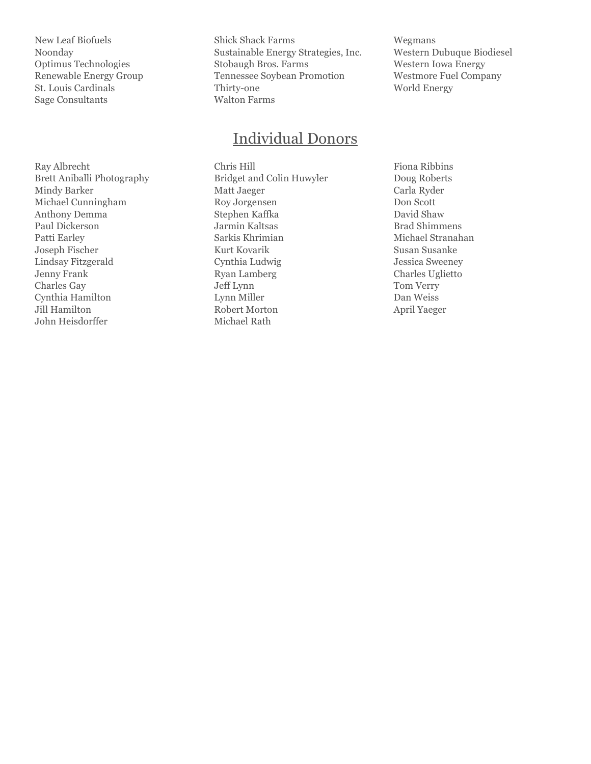New Leaf Biofuels
Noonday
Optimus Technologies
Renewable Energy Group
St. Louis Cardinals
Sage Consultants
Shick Shack Farms
Sustainable Energy Strategies, Inc.
Stobaugh Bros. Farms
Tennessee Soybean Promotion
Thirty-one
Walton Farms
Wegmans
Western Dubuque Biodiesel
Western Iowa Energy
Westmore Fuel Company
World Energy

## Individual Donors

Ray Albrecht
Brett Aniballi Photography
Mindy Barker
Michael Cunningham
Anthony Demma
Paul Dickerson
Patti Earley
Joseph Fischer
Lindsay Fitzgerald
Jenny Frank
Charles Gay
Cynthia Hamilton
Jill Hamilton
John Heisdorffer
Chris Hill
Bridget and Colin Huwyler
Matt Jaeger
Roy Jorgensen
Stephen Kaffka
Jarmin Kaltsas
Sarkis Khrimian
Kurt Kovarik
Cynthia Ludwig
Ryan Lamberg
Jeff Lynn
Lynn Miller
Robert Morton
Michael Rath
Fiona Ribbins
Doug Roberts
Carla Ryder
Don Scott
David Shaw
Brad Shimmens
Michael Stranahan
Susan Susanke
Jessica Sweeney
Charles Uglietto
Tom Verry
Dan Weiss
April Yaeger